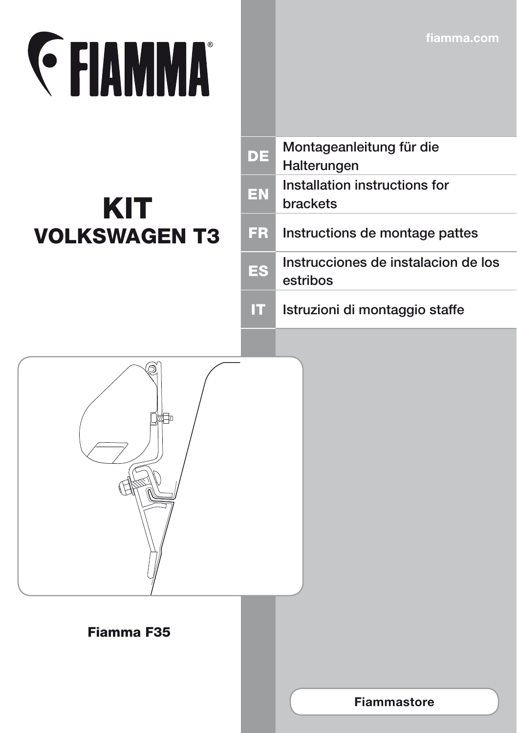# FIAMMA®

fiamma.com

# KIT
## VOLKSWAGEN T3

| | |
|---|---|
| **DE** | Montageanleitung für die Halterungen |
| **EN** | Installation instructions for brackets |
| **FR** | Instructions de montage pattes |
| **ES** | Instrucciones de instalacion de los estribos |
| **IT** | Istruzioni di montaggio staffe |

**Fiamma F35**

**Fiammastore**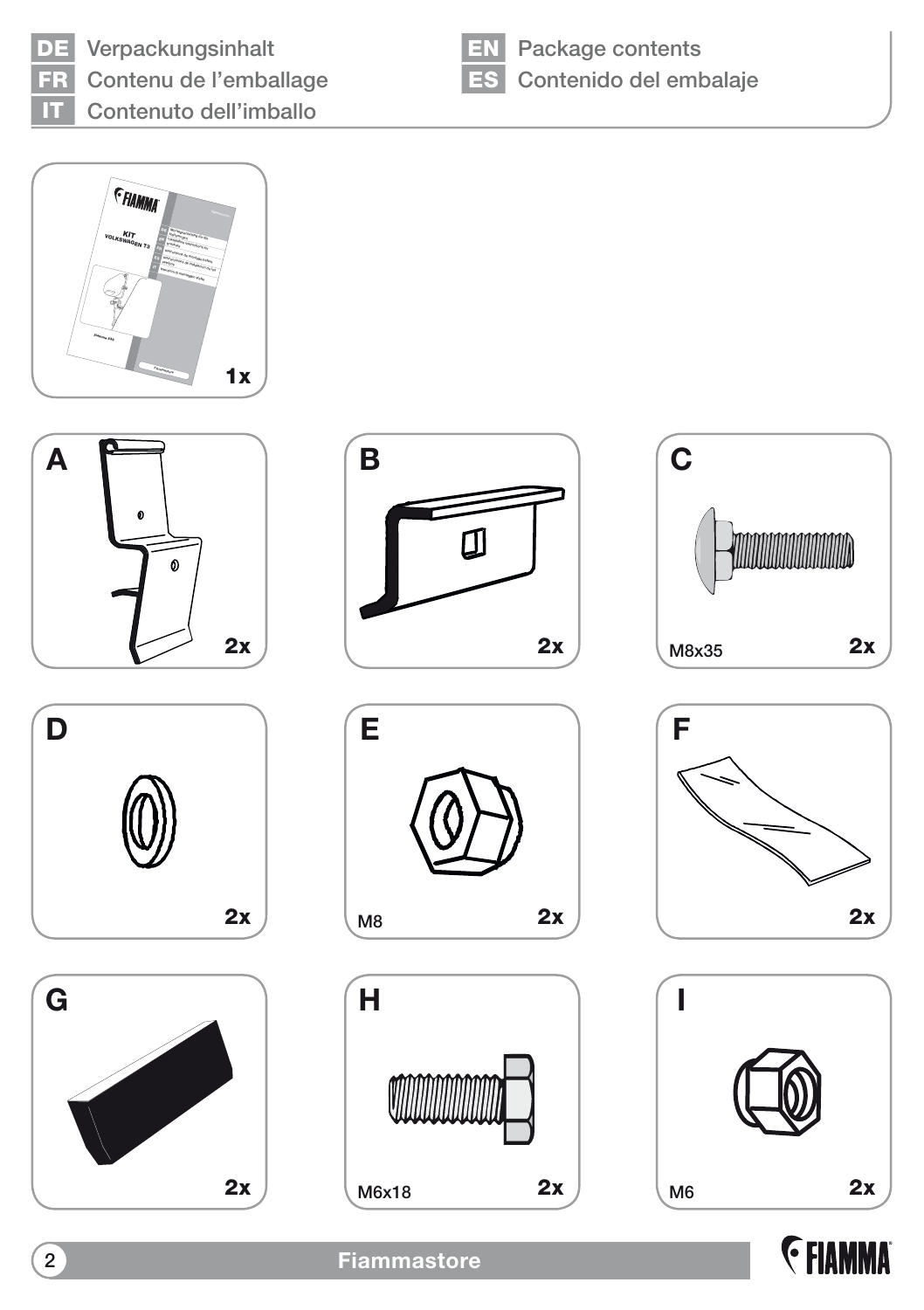**DE** Verpackungsinhalt
**FR** Contenu de l'emballage
**IT** Contenuto dell'imballo
**EN** Package contents
**ES** Contenido del embalaje

1x

**A** 2x

**B** 2x

**C** M8x35 2x

**D** 2x

**E** M8 2x

**F** 2x

**G** 2x

**H** M6x18 2x

**I** M6 2x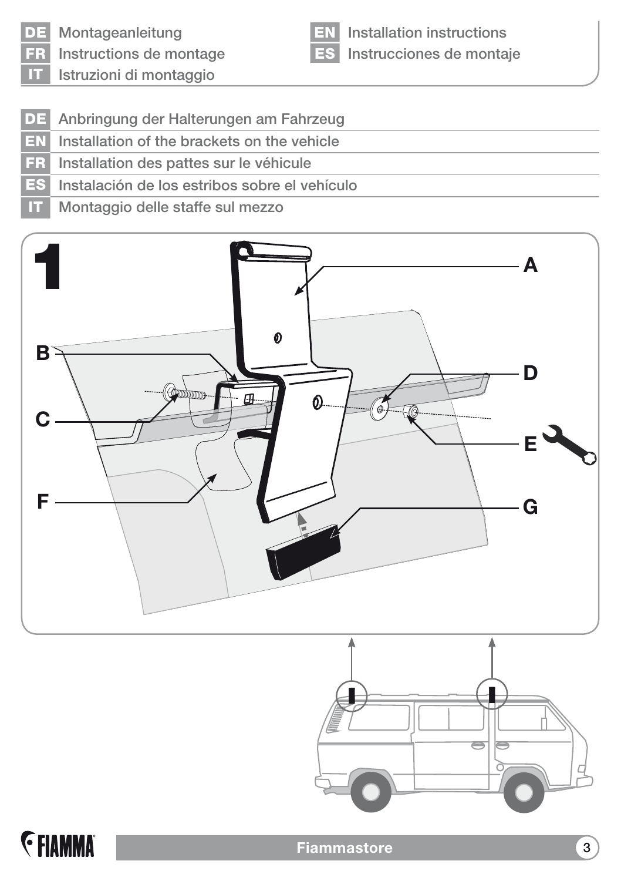DE Montageanleitung

EN Installation instructions

FR Instructions de montage

ES Instrucciones de montaje

IT Istruzioni di montaggio

## DE Anbringung der Halterungen am Fahrzeug

## EN Installation of the brackets on the vehicle

## FR Installation des pattes sur le véhicule

## ES Instalación de los estribos sobre el vehículo

## IT Montaggio delle staffe sul mezzo

1

A

B

C

D

E

F

G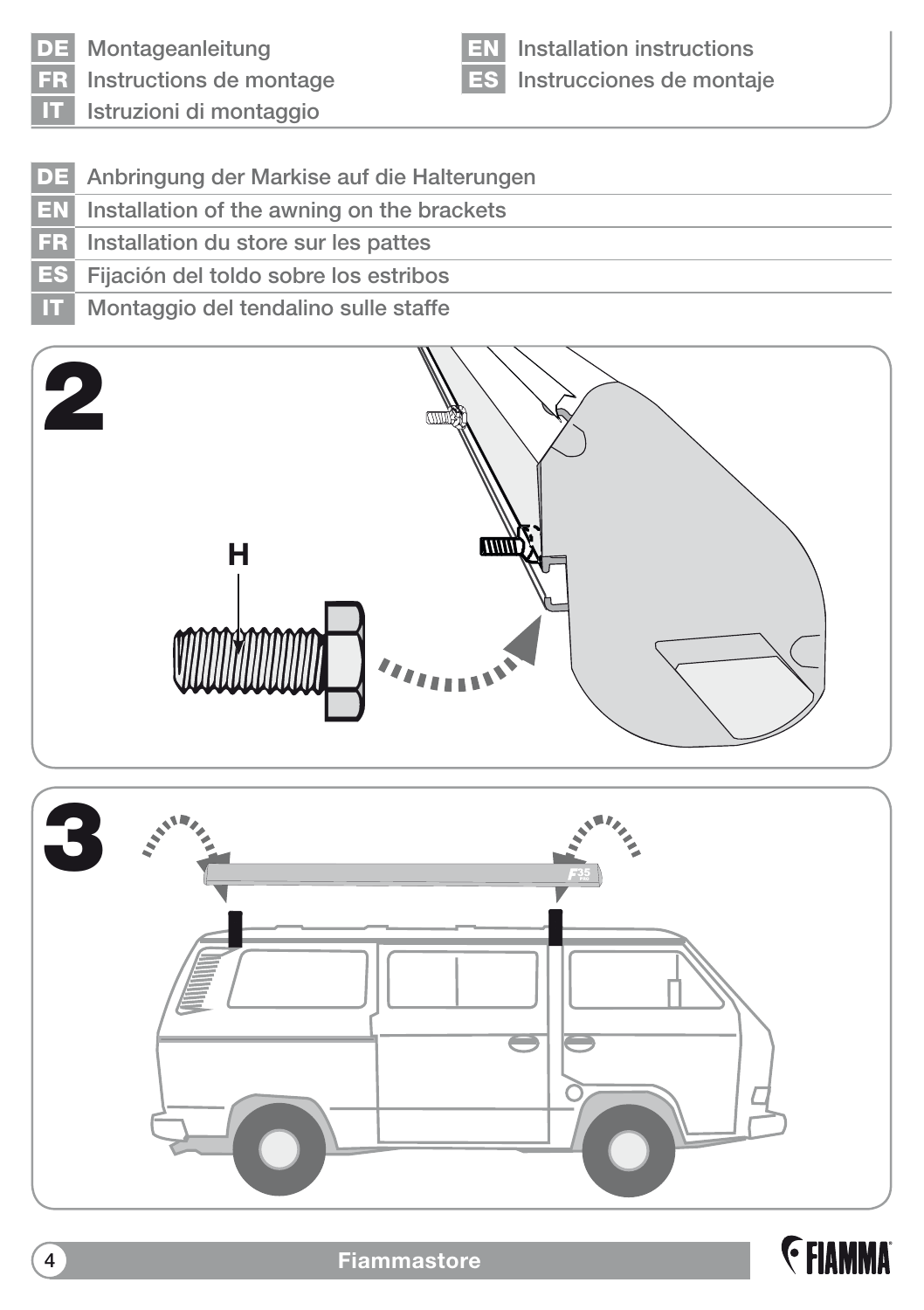| | |
|---|---|
| DE | Montageanleitung |
| FR | Instructions de montage |
| IT | Istruzioni di montaggio |
| EN | Installation instructions |
| ES | Instrucciones de montaje |

| | |
|---|---|
| DE | Anbringung der Markise auf die Halterungen |
| EN | Installation of the awning on the brackets |
| FR | Installation du store sur les pattes |
| ES | Fijación del toldo sobre los estribos |
| IT | Montaggio del tendalino sulle staffe |

**2**

H

**3**

F35

Fiammastore

FIAMMA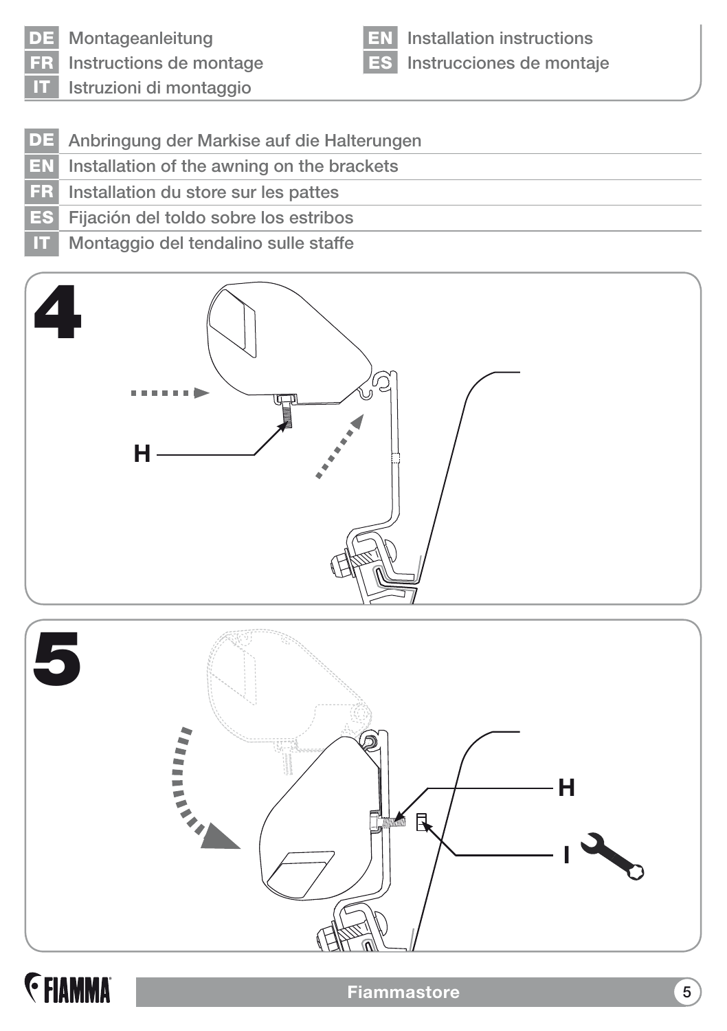| | |
|---|---|
| DE | Montageanleitung |
| FR | Instructions de montage |
| IT | Istruzioni di montaggio |
| EN | Installation instructions |
| ES | Instrucciones de montaje |

| | |
|---|---|
| DE | Anbringung der Markise auf die Halterungen |
| EN | Installation of the awning on the brackets |
| FR | Installation du store sur les pattes |
| ES | Fijación del toldo sobre los estribos |
| IT | Montaggio del tendalino sulle staffe |

**4**

H

**5**

H

I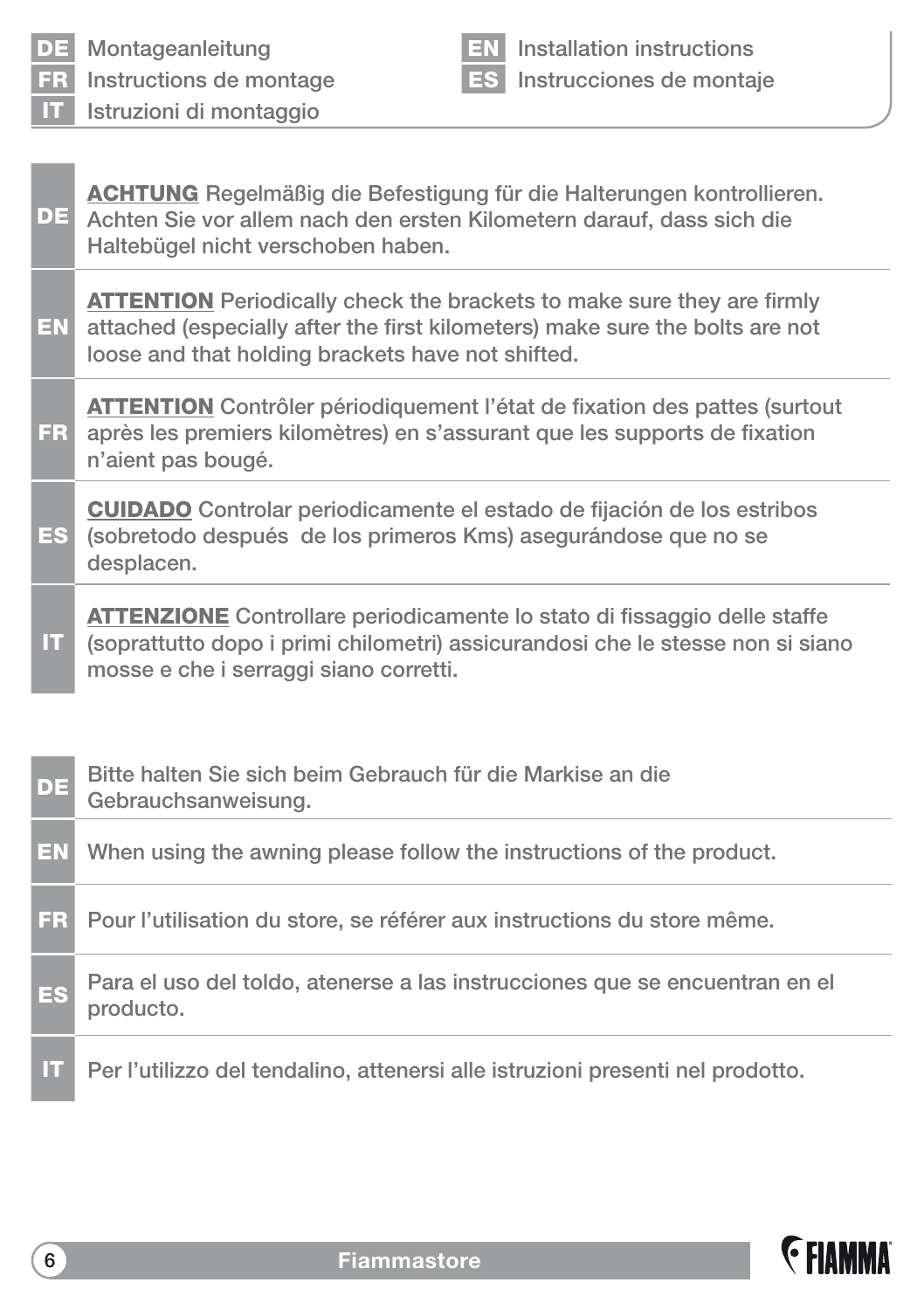**DE** Montageanleitung
**FR** Instructions de montage
**IT** Istruzioni di montaggio
**EN** Installation instructions
**ES** Instrucciones de montaje

| | |
|---|---|
| **DE** | **ACHTUNG** Regelmäßig die Befestigung für die Halterungen kontrollieren. Achten Sie vor allem nach den ersten Kilometern darauf, dass sich die Haltebügel nicht verschoben haben. |
| **EN** | **ATTENTION** Periodically check the brackets to make sure they are firmly attached (especially after the first kilometers) make sure the bolts are not loose and that holding brackets have not shifted. |
| **FR** | **ATTENTION** Contrôler périodiquement l'état de fixation des pattes (surtout après les premiers kilomètres) en s'assurant que les supports de fixation n'aient pas bougé. |
| **ES** | **CUIDADO** Controlar periodicamente el estado de fijación de los estribos (sobretodo después de los primeros Kms) asegurándose que no se desplacen. |
| **IT** | **ATTENZIONE** Controllare periodicamente lo stato di fissaggio delle staffe (soprattutto dopo i primi chilometri) assicurandosi che le stesse non si siano mosse e che i serraggi siano corretti. |

| | |
|---|---|
| **DE** | Bitte halten Sie sich beim Gebrauch für die Markise an die Gebrauchsanweisung. |
| **EN** | When using the awning please follow the instructions of the product. |
| **FR** | Pour l'utilisation du store, se référer aux instructions du store même. |
| **ES** | Para el uso del toldo, atenerse a las instrucciones que se encuentran en el producto. |
| **IT** | Per l'utilizzo del tendalino, attenersi alle istruzioni presenti nel prodotto. |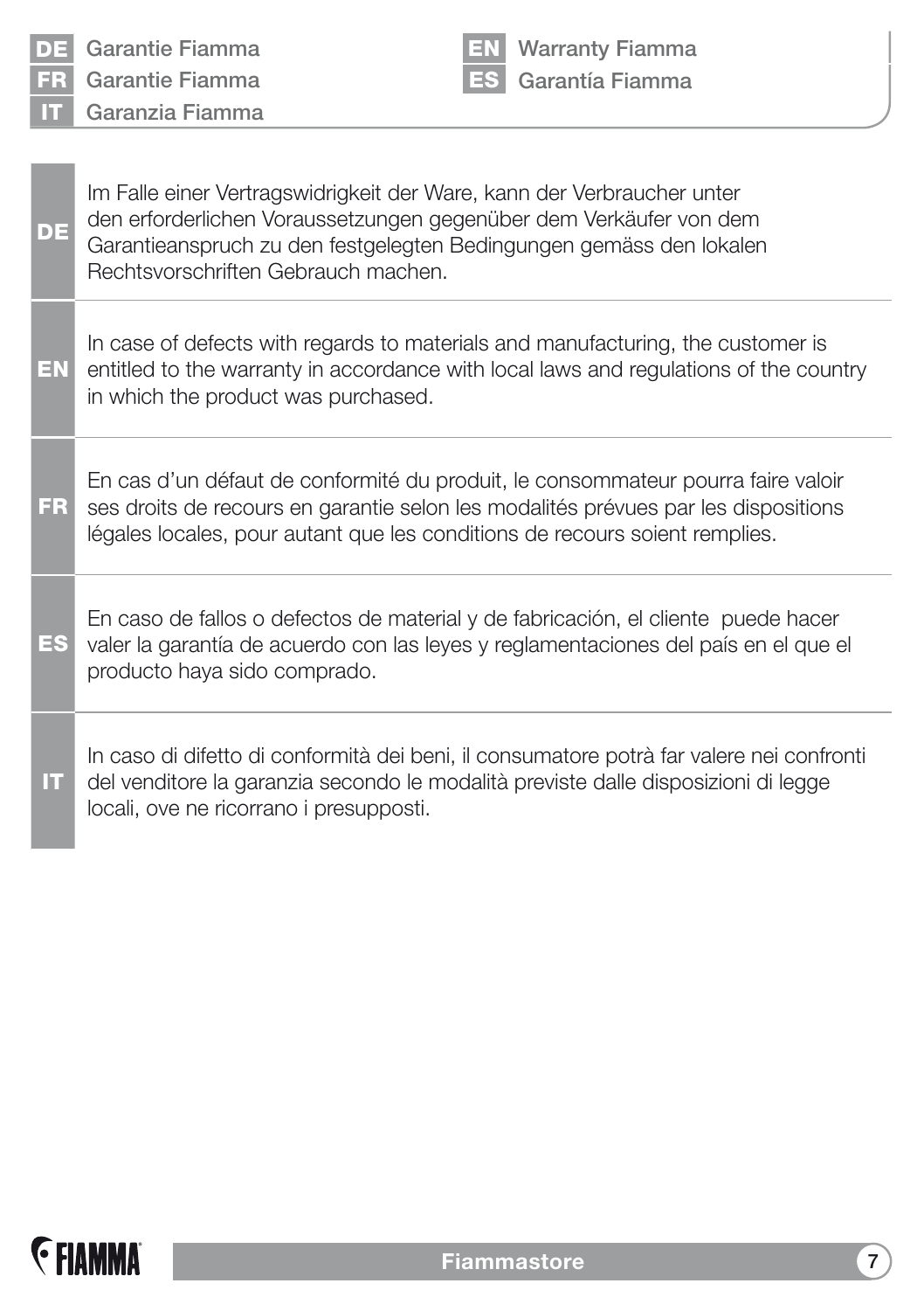**DE** Garantie Fiamma
**FR** Garantie Fiamma
**IT** Garanzia Fiamma
**EN** Warranty Fiamma
**ES** Garantía Fiamma

**DE**

Im Falle einer Vertragswidrigkeit der Ware, kann der Verbraucher unter den erforderlichen Voraussetzungen gegenüber dem Verkäufer von dem Garantieanspruch zu den festgelegten Bedingungen gemäss den lokalen Rechtsvorschriften Gebrauch machen.

**EN**

In case of defects with regards to materials and manufacturing, the customer is entitled to the warranty in accordance with local laws and regulations of the country in which the product was purchased.

**FR**

En cas d'un défaut de conformité du produit, le consommateur pourra faire valoir ses droits de recours en garantie selon les modalités prévues par les dispositions légales locales, pour autant que les conditions de recours soient remplies.

**ES**

En caso de fallos o defectos de material y de fabricación, el cliente puede hacer valer la garantía de acuerdo con las leyes y reglamentaciones del país en el que el producto haya sido comprado.

**IT**

In caso di difetto di conformità dei beni, il consumatore potrà far valere nei confronti del venditore la garanzia secondo le modalità previste dalle disposizioni di legge locali, ove ne ricorrano i presupposti.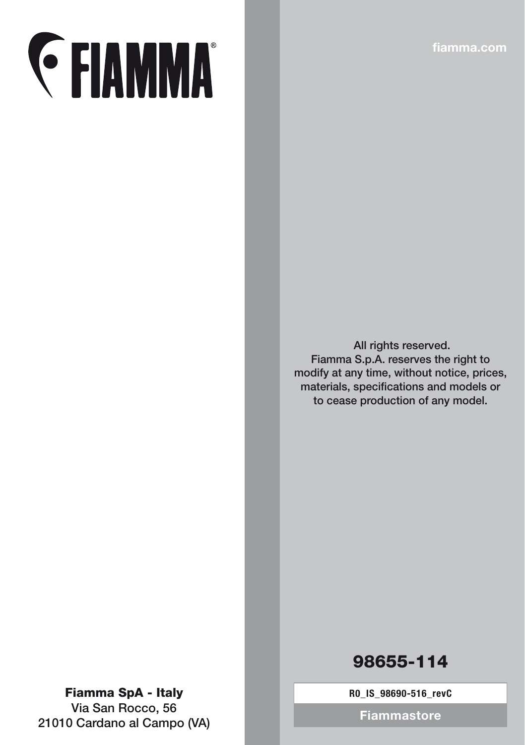# FIAMMA®

fiamma.com

All rights reserved.
Fiamma S.p.A. reserves the right to modify at any time, without notice, prices, materials, specifications and models or to cease production of any model.

**98655-114**

R0_IS_98690-516_revC

**Fiammastore**

**Fiamma SpA - Italy**
Via San Rocco, 56
21010 Cardano al Campo (VA)